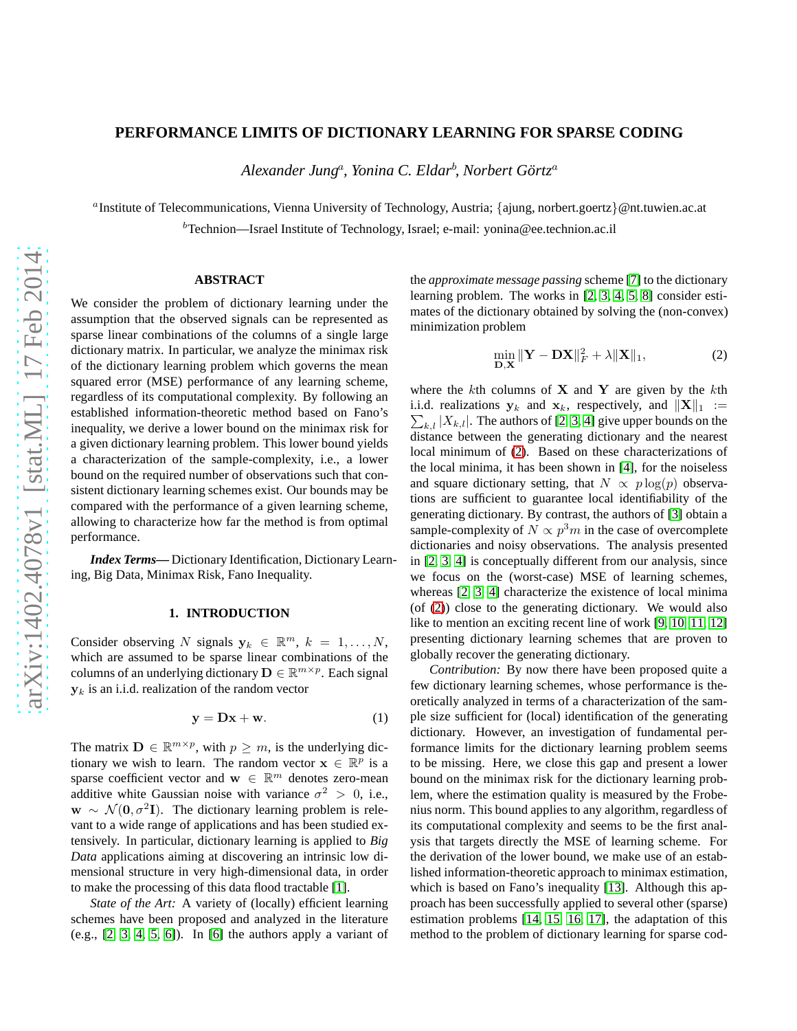# PERFORMANCE LIMITS OF DICTIONARY LEARNING FOR SPARSE CODING

*Alexander Jung*[a], *Yonina C. Eldar*[b], *Norbert Görtz*[a]

[a] Institute of Telecommunications, Vienna University of Technology, Austria; {ajung, norbert.goertz}@nt.tuwien.ac.at

[b] Technion—Israel Institute of Technology, Israel; e-mail: yonina@ee.technion.ac.il

## ABSTRACT

We consider the problem of dictionary learning under the assumption that the observed signals can be represented as sparse linear combinations of the columns of a single large dictionary matrix. In particular, we analyze the minimax risk of the dictionary learning problem which governs the mean squared error (MSE) performance of any learning scheme, regardless of its computational complexity. By following an established information-theoretic method based on Fano's inequality, we derive a lower bound on the minimax risk for a given dictionary learning problem. This lower bound yields a characterization of the sample-complexity, i.e., a lower bound on the required number of observations such that consistent dictionary learning schemes exist. Our bounds may be compared with the performance of a given learning scheme, allowing to characterize how far the method is from optimal performance.

***Index Terms*—** Dictionary Identification, Dictionary Learning, Big Data, Minimax Risk, Fano Inequality.

## 1. INTRODUCTION

Consider observing $N$ signals $\mathbf{y}_k \in \mathbb{R}^m$, $k = 1, \ldots, N$, which are assumed to be sparse linear combinations of the columns of an underlying dictionary $\mathbf{D} \in \mathbb{R}^{m \times p}$. Each signal $\mathbf{y}_k$ is an i.i.d. realization of the random vector

$$\mathbf{y} = \mathbf{D}\mathbf{x} + \mathbf{w}. \tag{1}$$

The matrix $\mathbf{D} \in \mathbb{R}^{m \times p}$, with $p \geq m$, is the underlying dictionary we wish to learn. The random vector $\mathbf{x} \in \mathbb{R}^p$ is a sparse coefficient vector and $\mathbf{w} \in \mathbb{R}^m$ denotes zero-mean additive white Gaussian noise with variance $\sigma^2 > 0$, i.e., $\mathbf{w} \sim \mathcal{N}(\mathbf{0}, \sigma^2 \mathbf{I})$. The dictionary learning problem is relevant to a wide range of applications and has been studied extensively. In particular, dictionary learning is applied to *Big Data* applications aiming at discovering an intrinsic low dimensional structure in very high-dimensional data, in order to make the processing of this data flood tractable [1].

*State of the Art:* A variety of (locally) efficient learning schemes have been proposed and analyzed in the literature (e.g., [2, 3, 4, 5, 6]). In [6] the authors apply a variant of the *approximate message passing* scheme [7] to the dictionary learning problem. The works in [2, 3, 4, 5, 8] consider estimates of the dictionary obtained by solving the (non-convex) minimization problem

$$\min_{\mathbf{D},\mathbf{X}} \|\mathbf{Y} - \mathbf{D}\mathbf{X}\|_F^2 + \lambda \|\mathbf{X}\|_1, \tag{2}$$

where the $k$th columns of $\mathbf{X}$ and $\mathbf{Y}$ are given by the $k$th i.i.d. realizations $\mathbf{y}_k$ and $\mathbf{x}_k$, respectively, and $\|\mathbf{X}\|_1 := \sum_{k,l} |X_{k,l}|$. The authors of [2, 3, 4] give upper bounds on the distance between the generating dictionary and the nearest local minimum of (2). Based on these characterizations of the local minima, it has been shown in [4], for the noiseless and square dictionary setting, that $N \propto p \log(p)$ observations are sufficient to guarantee local identifiability of the generating dictionary. By contrast, the authors of [3] obtain a sample-complexity of $N \propto p^3 m$ in the case of overcomplete dictionaries and noisy observations. The analysis presented in [2, 3, 4] is conceptually different from our analysis, since we focus on the (worst-case) MSE of learning schemes, whereas [2, 3, 4] characterize the existence of local minima (of (2)) close to the generating dictionary. We would also like to mention an exciting recent line of work [9, 10, 11, 12] presenting dictionary learning schemes that are proven to globally recover the generating dictionary.

*Contribution:* By now there have been proposed quite a few dictionary learning schemes, whose performance is theoretically analyzed in terms of a characterization of the sample size sufficient for (local) identification of the generating dictionary. However, an investigation of fundamental performance limits for the dictionary learning problem seems to be missing. Here, we close this gap and present a lower bound on the minimax risk for the dictionary learning problem, where the estimation quality is measured by the Frobenius norm. This bound applies to any algorithm, regardless of its computational complexity and seems to be the first analysis that targets directly the MSE of learning scheme. For the derivation of the lower bound, we make use of an established information-theoretic approach to minimax estimation, which is based on Fano's inequality [13]. Although this approach has been successfully applied to several other (sparse) estimation problems [14, 15, 16, 17], the adaptation of this method to the problem of dictionary learning for sparse cod-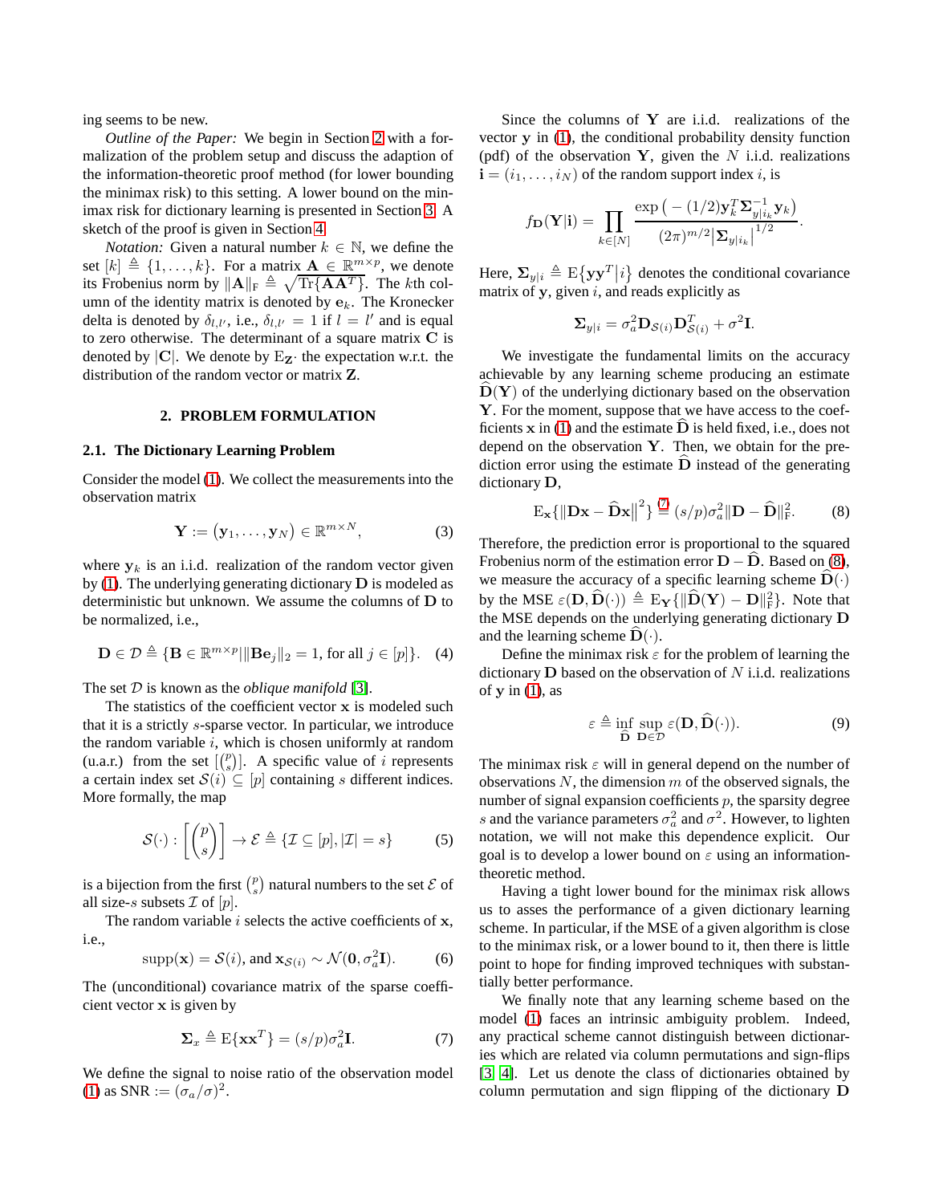ing seems to be new.

*Outline of the Paper:* We begin in Section 2 with a formalization of the problem setup and discuss the adaption of the information-theoretic proof method (for lower bounding the minimax risk) to this setting. A lower bound on the minimax risk for dictionary learning is presented in Section 3. A sketch of the proof is given in Section 4.

*Notation:* Given a natural number $k \in \mathbb{N}$, we define the set $[k] \triangleq \{1, \ldots, k\}$. For a matrix $\mathbf{A} \in \mathbb{R}^{m \times p}$, we denote its Frobenius norm by $\|\mathbf{A}\|_{\text{F}} \triangleq \sqrt{\text{Tr}\{\mathbf{A}\mathbf{A}^T\}}$. The $k$th column of the identity matrix is denoted by $\mathbf{e}_k$. The Kronecker delta is denoted by $\delta_{l,l'}$, i.e., $\delta_{l,l'} = 1$ if $l = l'$ and is equal to zero otherwise. The determinant of a square matrix $\mathbf{C}$ is denoted by $|\mathbf{C}|$. We denote by $\text{E}_{\mathbf{Z}} \cdot$ the expectation w.r.t. the distribution of the random vector or matrix $\mathbf{Z}$.

## 2. PROBLEM FORMULATION

### 2.1. The Dictionary Learning Problem

Consider the model (1). We collect the measurements into the observation matrix

$$\mathbf{Y} := (\mathbf{y}_1, \ldots, \mathbf{y}_N) \in \mathbb{R}^{m \times N}, \tag{3}$$

where $\mathbf{y}_k$ is an i.i.d. realization of the random vector given by (1). The underlying generating dictionary $\mathbf{D}$ is modeled as deterministic but unknown. We assume the columns of $\mathbf{D}$ to be normalized, i.e.,

$$\mathbf{D} \in \mathcal{D} \triangleq \{\mathbf{B} \in \mathbb{R}^{m \times p} | \|\mathbf{B}\mathbf{e}_j\|_2 = 1, \text{ for all } j \in [p]\}. \tag{4}$$

The set $\mathcal{D}$ is known as the *oblique manifold* [3].

The statistics of the coefficient vector $\mathbf{x}$ is modeled such that it is a strictly $s$-sparse vector. In particular, we introduce the random variable $i$, which is chosen uniformly at random (u.a.r.) from the set $[\binom{p}{s}]$. A specific value of $i$ represents a certain index set $\mathcal{S}(i) \subseteq [p]$ containing $s$ different indices. More formally, the map

$$\mathcal{S}(\cdot) : \left[\binom{p}{s}\right] \rightarrow \mathcal{E} \triangleq \{\mathcal{I} \subseteq [p], |\mathcal{I}| = s\} \tag{5}$$

is a bijection from the first $\binom{p}{s}$ natural numbers to the set $\mathcal{E}$ of all size-$s$ subsets $\mathcal{I}$ of $[p]$.

The random variable $i$ selects the active coefficients of $\mathbf{x}$, i.e.,

$$\text{supp}(\mathbf{x}) = \mathcal{S}(i), \text{ and } \mathbf{x}_{\mathcal{S}(i)} \sim \mathcal{N}(\mathbf{0}, \sigma_a^2 \mathbf{I}). \tag{6}$$

The (unconditional) covariance matrix of the sparse coefficient vector $\mathbf{x}$ is given by

$$\mathbf{\Sigma}_x \triangleq \text{E}\{\mathbf{x}\mathbf{x}^T\} = (s/p)\sigma_a^2 \mathbf{I}. \tag{7}$$

We define the signal to noise ratio of the observation model (1) as $\text{SNR} := (\sigma_a/\sigma)^2$.

Since the columns of $\mathbf{Y}$ are i.i.d. realizations of the vector $\mathbf{y}$ in (1), the conditional probability density function (pdf) of the observation $\mathbf{Y}$, given the $N$ i.i.d. realizations $\mathbf{i} = (i_1, \ldots, i_N)$ of the random support index $i$, is

$$f_{\mathbf{D}}(\mathbf{Y}|\mathbf{i}) = \prod_{k \in [N]} \frac{\exp\big(-(1/2)\mathbf{y}_k^T \mathbf{\Sigma}_{y|i_k}^{-1} \mathbf{y}_k\big)}{(2\pi)^{m/2} \big|\mathbf{\Sigma}_{y|i_k}\big|^{1/2}}.$$

Here, $\mathbf{\Sigma}_{y|i} \triangleq \text{E}\{\mathbf{y}\mathbf{y}^T \big| i\}$ denotes the conditional covariance matrix of $\mathbf{y}$, given $i$, and reads explicitly as

$$\mathbf{\Sigma}_{y|i} = \sigma_a^2 \mathbf{D}_{\mathcal{S}(i)} \mathbf{D}_{\mathcal{S}(i)}^T + \sigma^2 \mathbf{I}.$$

We investigate the fundamental limits on the accuracy achievable by any learning scheme producing an estimate $\widehat{\mathbf{D}}(\mathbf{Y})$ of the underlying dictionary based on the observation $\mathbf{Y}$. For the moment, suppose that we have access to the coefficients $\mathbf{x}$ in (1) and the estimate $\widehat{\mathbf{D}}$ is held fixed, i.e., does not depend on the observation $\mathbf{Y}$. Then, we obtain for the prediction error using the estimate $\widehat{\mathbf{D}}$ instead of the generating dictionary $\mathbf{D}$,

$$\text{E}_{\mathbf{x}}\{\|\mathbf{D}\mathbf{x} - \widehat{\mathbf{D}}\mathbf{x}\|^2\} \overset{(7)}{=} (s/p)\sigma_a^2 \|\mathbf{D} - \widehat{\mathbf{D}}\|_{\text{F}}^2. \tag{8}$$

Therefore, the prediction error is proportional to the squared Frobenius norm of the estimation error $\mathbf{D} - \widehat{\mathbf{D}}$. Based on (8), we measure the accuracy of a specific learning scheme $\widehat{\mathbf{D}}(\cdot)$ by the MSE $\varepsilon(\mathbf{D}, \widehat{\mathbf{D}}(\cdot)) \triangleq \text{E}_{\mathbf{Y}}\{\|\widehat{\mathbf{D}}(\mathbf{Y}) - \mathbf{D}\|_{\text{F}}^2\}$. Note that the MSE depends on the underlying generating dictionary $\mathbf{D}$ and the learning scheme $\widehat{\mathbf{D}}(\cdot)$.

Define the minimax risk $\varepsilon$ for the problem of learning the dictionary $\mathbf{D}$ based on the observation of $N$ i.i.d. realizations of $\mathbf{y}$ in (1), as

$$\varepsilon \triangleq \inf_{\widehat{\mathbf{D}}} \sup_{\mathbf{D} \in \mathcal{D}} \varepsilon(\mathbf{D}, \widehat{\mathbf{D}}(\cdot)). \tag{9}$$

The minimax risk $\varepsilon$ will in general depend on the number of observations $N$, the dimension $m$ of the observed signals, the number of signal expansion coefficients $p$, the sparsity degree $s$ and the variance parameters $\sigma_a^2$ and $\sigma^2$. However, to lighten notation, we will not make this dependence explicit. Our goal is to develop a lower bound on $\varepsilon$ using an information-theoretic method.

Having a tight lower bound for the minimax risk allows us to asses the performance of a given dictionary learning scheme. In particular, if the MSE of a given algorithm is close to the minimax risk, or a lower bound to it, then there is little point to hope for finding improved techniques with substantially better performance.

We finally note that any learning scheme based on the model (1) faces an intrinsic ambiguity problem. Indeed, any practical scheme cannot distinguish between dictionaries which are related via column permutations and sign-flips [3, 4]. Let us denote the class of dictionaries obtained by column permutation and sign flipping of the dictionary $\mathbf{D}$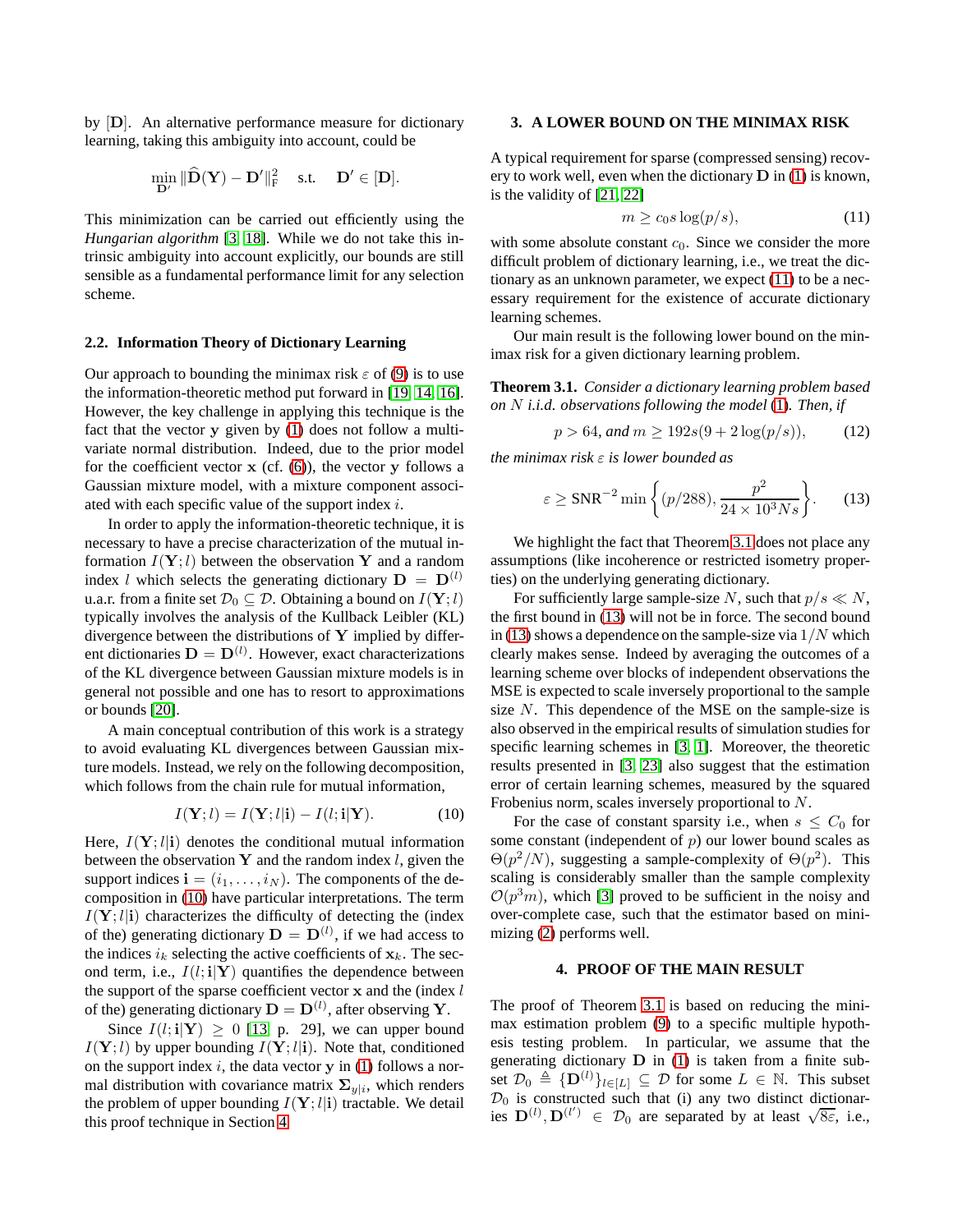by $[\mathbf{D}]$. An alternative performance measure for dictionary learning, taking this ambiguity into account, could be

$$\min_{\mathbf{D}'} \|\widehat{\mathbf{D}}(\mathbf{Y}) - \mathbf{D}'\|_{\mathrm{F}}^2 \quad \text{s.t.} \quad \mathbf{D}' \in [\mathbf{D}].$$

This minimization can be carried out efficiently using the *Hungarian algorithm* [3, 18]. While we do not take this intrinsic ambiguity into account explicitly, our bounds are still sensible as a fundamental performance limit for any selection scheme.

### 2.2. Information Theory of Dictionary Learning

Our approach to bounding the minimax risk $\varepsilon$ of (9) is to use the information-theoretic method put forward in [19, 14, 16]. However, the key challenge in applying this technique is the fact that the vector $\mathbf{y}$ given by (1) does not follow a multivariate normal distribution. Indeed, due to the prior model for the coefficient vector $\mathbf{x}$ (cf. (6)), the vector $\mathbf{y}$ follows a Gaussian mixture model, with a mixture component associated with each specific value of the support index $i$.

In order to apply the information-theoretic technique, it is necessary to have a precise characterization of the mutual information $I(\mathbf{Y}; l)$ between the observation $\mathbf{Y}$ and a random index $l$ which selects the generating dictionary $\mathbf{D} = \mathbf{D}^{(l)}$ u.a.r. from a finite set $\mathcal{D}_0 \subseteq \mathcal{D}$. Obtaining a bound on $I(\mathbf{Y}; l)$ typically involves the analysis of the Kullback Leibler (KL) divergence between the distributions of $\mathbf{Y}$ implied by different dictionaries $\mathbf{D} = \mathbf{D}^{(l)}$. However, exact characterizations of the KL divergence between Gaussian mixture models is in general not possible and one has to resort to approximations or bounds [20].

A main conceptual contribution of this work is a strategy to avoid evaluating KL divergences between Gaussian mixture models. Instead, we rely on the following decomposition, which follows from the chain rule for mutual information,

$$I(\mathbf{Y}; l) = I(\mathbf{Y}; l|\mathbf{i}) - I(l; \mathbf{i}|\mathbf{Y}). \tag{10}$$

Here, $I(\mathbf{Y}; l|\mathbf{i})$ denotes the conditional mutual information between the observation $\mathbf{Y}$ and the random index $l$, given the support indices $\mathbf{i} = (i_1, \ldots, i_N)$. The components of the decomposition in (10) have particular interpretations. The term $I(\mathbf{Y}; l|\mathbf{i})$ characterizes the difficulty of detecting the (index of the) generating dictionary $\mathbf{D} = \mathbf{D}^{(l)}$, if we had access to the indices $i_k$ selecting the active coefficients of $\mathbf{x}_k$. The second term, i.e., $I(l; \mathbf{i}|\mathbf{Y})$ quantifies the dependence between the support of the sparse coefficient vector $\mathbf{x}$ and the (index $l$ of the) generating dictionary $\mathbf{D} = \mathbf{D}^{(l)}$, after observing $\mathbf{Y}$.

Since $I(l; \mathbf{i}|\mathbf{Y}) \geq 0$ [13, p. 29], we can upper bound $I(\mathbf{Y}; l)$ by upper bounding $I(\mathbf{Y}; l|\mathbf{i})$. Note that, conditioned on the support index $i$, the data vector $\mathbf{y}$ in (1) follows a normal distribution with covariance matrix $\mathbf{\Sigma}_{y|i}$, which renders the problem of upper bounding $I(\mathbf{Y}; l|\mathbf{i})$ tractable. We detail this proof technique in Section 4.

## 3. A LOWER BOUND ON THE MINIMAX RISK

A typical requirement for sparse (compressed sensing) recovery to work well, even when the dictionary $\mathbf{D}$ in (1) is known, is the validity of [21, 22]

$$m \geq c_0 s \log(p/s), \tag{11}$$

with some absolute constant $c_0$. Since we consider the more difficult problem of dictionary learning, i.e., we treat the dictionary as an unknown parameter, we expect (11) to be a necessary requirement for the existence of accurate dictionary learning schemes.

Our main result is the following lower bound on the minimax risk for a given dictionary learning problem.

**Theorem 3.1.** *Consider a dictionary learning problem based on $N$ i.i.d. observations following the model (1). Then, if*

$$p > 64, \text{ and } m \geq 192s(9 + 2\log(p/s)), \tag{12}$$

*the minimax risk $\varepsilon$ is lower bounded as*

$$\varepsilon \geq \mathrm{SNR}^{-2} \min\left\{(p/288), \frac{p^2}{24 \times 10^3 Ns}\right\}. \tag{13}$$

We highlight the fact that Theorem 3.1 does not place any assumptions (like incoherence or restricted isometry properties) on the underlying generating dictionary.

For sufficiently large sample-size $N$, such that $p/s \ll N$, the first bound in (13) will not be in force. The second bound in (13) shows a dependence on the sample-size via $1/N$ which clearly makes sense. Indeed by averaging the outcomes of a learning scheme over blocks of independent observations the MSE is expected to scale inversely proportional to the sample size $N$. This dependence of the MSE on the sample-size is also observed in the empirical results of simulation studies for specific learning schemes in [3, 1]. Moreover, the theoretic results presented in [3, 23] also suggest that the estimation error of certain learning schemes, measured by the squared Frobenius norm, scales inversely proportional to $N$.

For the case of constant sparsity i.e., when $s \leq C_0$ for some constant (independent of $p$) our lower bound scales as $\Theta(p^2/N)$, suggesting a sample-complexity of $\Theta(p^2)$. This scaling is considerably smaller than the sample complexity $\mathcal{O}(p^3 m)$, which [3] proved to be sufficient in the noisy and over-complete case, such that the estimator based on minimizing (2) performs well.

## 4. PROOF OF THE MAIN RESULT

The proof of Theorem 3.1 is based on reducing the minimax estimation problem (9) to a specific multiple hypothesis testing problem. In particular, we assume that the generating dictionary $\mathbf{D}$ in (1) is taken from a finite subset $\mathcal{D}_0 \triangleq \{\mathbf{D}^{(l)}\}_{l \in [L]} \subseteq \mathcal{D}$ for some $L \in \mathbb{N}$. This subset $\mathcal{D}_0$ is constructed such that (i) any two distinct dictionaries $\mathbf{D}^{(l)}, \mathbf{D}^{(l')} \in \mathcal{D}_0$ are separated by at least $\sqrt{8\varepsilon}$, i.e.,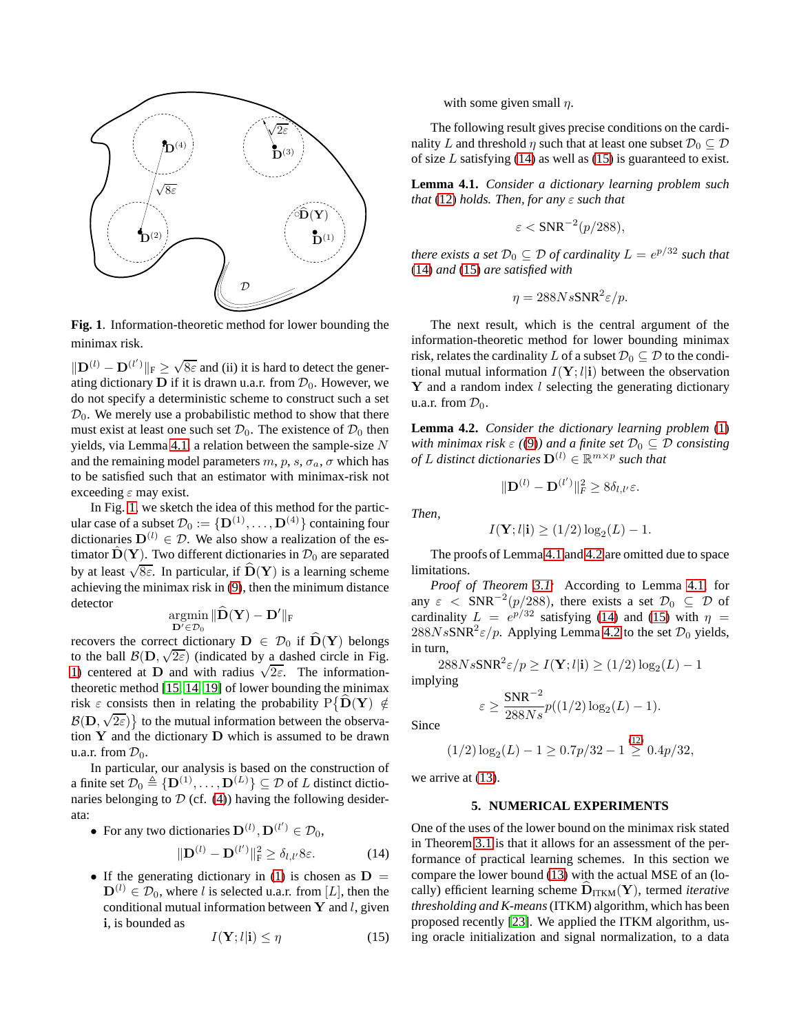**Fig. 1**. Information-theoretic method for lower bounding the minimax risk.

$\|\mathbf{D}^{(l)} - \mathbf{D}^{(l')}\|_{\mathrm{F}} \geq \sqrt{8\varepsilon}$ and (ii) it is hard to detect the generating dictionary $\mathbf{D}$ if it is drawn u.a.r. from $\mathcal{D}_0$. However, we do not specify a deterministic scheme to construct such a set $\mathcal{D}_0$. We merely use a probabilistic method to show that there must exist at least one such set $\mathcal{D}_0$. The existence of $\mathcal{D}_0$ then yields, via Lemma 4.1, a relation between the sample-size $N$ and the remaining model parameters $m$, $p$, $s$, $\sigma_a$, $\sigma$ which has to be satisfied such that an estimator with minimax-risk not exceeding $\varepsilon$ may exist.

In Fig. 1, we sketch the idea of this method for the particular case of a subset $\mathcal{D}_0 := \{\mathbf{D}^{(1)}, \ldots, \mathbf{D}^{(4)}\}$ containing four dictionaries $\mathbf{D}^{(l)} \in \mathcal{D}$. We also show a realization of the estimator $\widehat{\mathbf{D}}(\mathbf{Y})$. Two different dictionaries in $\mathcal{D}_0$ are separated by at least $\sqrt{8\varepsilon}$. In particular, if $\widehat{\mathbf{D}}(\mathbf{Y})$ is a learning scheme achieving the minimax risk in (9), then the minimum distance detector

$$\operatorname*{argmin}_{\mathbf{D}' \in \mathcal{D}_0} \|\widehat{\mathbf{D}}(\mathbf{Y}) - \mathbf{D}'\|_{\mathrm{F}}$$

recovers the correct dictionary $\mathbf{D} \in \mathcal{D}_0$ if $\widehat{\mathbf{D}}(\mathbf{Y})$ belongs to the ball $\mathcal{B}(\mathbf{D}, \sqrt{2\varepsilon})$ (indicated by a dashed circle in Fig. 1) centered at $\mathbf{D}$ and with radius $\sqrt{2\varepsilon}$. The information-theoretic method [15, 14, 19] of lower bounding the minimax risk $\varepsilon$ consists then in relating the probability $\mathrm{P}\{\widehat{\mathbf{D}}(\mathbf{Y}) \notin \mathcal{B}(\mathbf{D}, \sqrt{2\varepsilon})\}$ to the mutual information between the observation $\mathbf{Y}$ and the dictionary $\mathbf{D}$ which is assumed to be drawn u.a.r. from $\mathcal{D}_0$.

In particular, our analysis is based on the construction of a finite set $\mathcal{D}_0 \triangleq \{\mathbf{D}^{(1)}, \ldots, \mathbf{D}^{(L)}\} \subseteq \mathcal{D}$ of $L$ distinct dictionaries belonging to $\mathcal{D}$ (cf. (4)) having the following desiderata:

- For any two dictionaries $\mathbf{D}^{(l)}, \mathbf{D}^{(l')} \in \mathcal{D}_0$,
$$\|\mathbf{D}^{(l)} - \mathbf{D}^{(l')}\|_{\mathrm{F}}^2 \geq \delta_{l,l'} 8\varepsilon. \tag{14}$$
- If the generating dictionary in (1) is chosen as $\mathbf{D} = \mathbf{D}^{(l)} \in \mathcal{D}_0$, where $l$ is selected u.a.r. from $[L]$, then the conditional mutual information between $\mathbf{Y}$ and $l$, given $\mathbf{i}$, is bounded as
$$I(\mathbf{Y}; l|\mathbf{i}) \leq \eta \tag{15}$$
with some given small $\eta$.

The following result gives precise conditions on the cardinality $L$ and threshold $\eta$ such that at least one subset $\mathcal{D}_0 \subseteq \mathcal{D}$ of size $L$ satisfying (14) as well as (15) is guaranteed to exist.

**Lemma 4.1.** *Consider a dictionary learning problem such that (12) holds. Then, for any $\varepsilon$ such that*

$$\varepsilon < \mathrm{SNR}^{-2}(p/288),$$

*there exists a set $\mathcal{D}_0 \subseteq \mathcal{D}$ of cardinality $L = e^{p/32}$ such that (14) and (15) are satisfied with*

$$\eta = 288 N s \mathrm{SNR}^2 \varepsilon / p.$$

The next result, which is the central argument of the information-theoretic method for lower bounding minimax risk, relates the cardinality $L$ of a subset $\mathcal{D}_0 \subseteq \mathcal{D}$ to the conditional mutual information $I(\mathbf{Y}; l|\mathbf{i})$ between the observation $\mathbf{Y}$ and a random index $l$ selecting the generating dictionary u.a.r. from $\mathcal{D}_0$.

**Lemma 4.2.** *Consider the dictionary learning problem (1) with minimax risk $\varepsilon$ ((9)) and a finite set $\mathcal{D}_0 \subseteq \mathcal{D}$ consisting of $L$ distinct dictionaries $\mathbf{D}^{(l)} \in \mathbb{R}^{m \times p}$ such that*

$$\|\mathbf{D}^{(l)} - \mathbf{D}^{(l')}\|_{\mathrm{F}}^2 \geq 8\delta_{l,l'}\varepsilon.$$

*Then,*

$$I(\mathbf{Y}; l|\mathbf{i}) \geq (1/2)\log_2(L) - 1.$$

The proofs of Lemma 4.1 and 4.2 are omitted due to space limitations.

*Proof of Theorem 3.1:* According to Lemma 4.1, for any $\varepsilon < \mathrm{SNR}^{-2}(p/288)$, there exists a set $\mathcal{D}_0 \subseteq \mathcal{D}$ of cardinality $L = e^{p/32}$ satisfying (14) and (15) with $\eta = 288 N s \mathrm{SNR}^2 \varepsilon / p$. Applying Lemma 4.2 to the set $\mathcal{D}_0$ yields, in turn,

$$288 N s \mathrm{SNR}^2 \varepsilon / p \geq I(\mathbf{Y}; l|\mathbf{i}) \geq (1/2)\log_2(L) - 1$$

implying

$$\varepsilon \geq \frac{\mathrm{SNR}^{-2}}{288 N s} p((1/2)\log_2(L) - 1).$$

Since

$$(1/2)\log_2(L) - 1 \geq 0.7p/32 - 1 \overset{(12)}{\geq} 0.4p/32,$$

we arrive at (13).

## 5. NUMERICAL EXPERIMENTS

One of the uses of the lower bound on the minimax risk stated in Theorem 3.1 is that it allows for an assessment of the performance of practical learning schemes. In this section we compare the lower bound (13) with the actual MSE of an (locally) efficient learning scheme $\widehat{\mathbf{D}}_{\mathrm{ITKM}}(\mathbf{Y})$, termed *iterative thresholding and K-means* (ITKM) algorithm, which has been proposed recently [23]. We applied the ITKM algorithm, using oracle initialization and signal normalization, to a data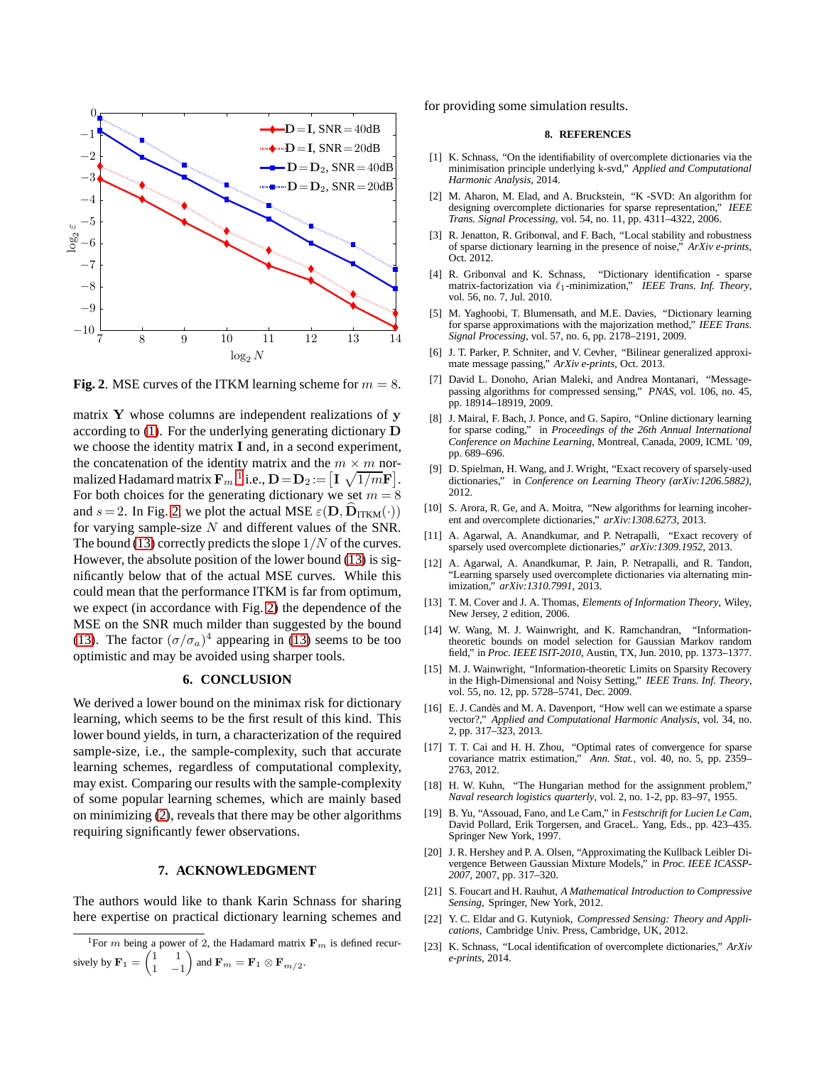0
−1
−2
−3
−4
−5
−6
−7
−8
−9
−10

$\log_2 \varepsilon$

7 8 9 10 11 12 13 14

$\log_2 N$

$\mathbf{D} = \mathbf{I}$, SNR = 40dB
$\mathbf{D} = \mathbf{I}$, SNR = 20dB
$\mathbf{D} = \mathbf{D}_2$, SNR = 40dB
$\mathbf{D} = \mathbf{D}_2$, SNR = 20dB

**Fig. 2**. MSE curves of the ITKM learning scheme for $m = 8$.

matrix $\mathbf{Y}$ whose columns are independent realizations of $\mathbf{y}$ according to (1). For the underlying generating dictionary $\mathbf{D}$ we choose the identity matrix $\mathbf{I}$ and, in a second experiment, the concatenation of the identity matrix and the $m \times m$ normalized Hadamard matrix $\mathbf{F}_m$ [1] i.e., $\mathbf{D} = \mathbf{D}_2 := \left[\mathbf{I}\ \sqrt{1/m}\mathbf{F}\right]$. For both choices for the generating dictionary we set $m = 8$ and $s = 2$. In Fig. 2, we plot the actual MSE $\varepsilon(\mathbf{D}, \widehat{\mathbf{D}}_{\text{ITKM}}(\cdot))$ for varying sample-size $N$ and different values of the SNR. The bound (13) correctly predicts the slope $1/N$ of the curves. However, the absolute position of the lower bound (13) is significantly below that of the actual MSE curves. While this could mean that the performance ITKM is far from optimum, we expect (in accordance with Fig. 2) the dependence of the MSE on the SNR much milder than suggested by the bound (13). The factor $(\sigma/\sigma_a)^4$ appearing in (13) seems to be too optimistic and may be avoided using sharper tools.

## 6. CONCLUSION

We derived a lower bound on the minimax risk for dictionary learning, which seems to be the first result of this kind. This lower bound yields, in turn, a characterization of the required sample-size, i.e., the sample-complexity, such that accurate learning schemes, regardless of computational complexity, may exist. Comparing our results with the sample-complexity of some popular learning schemes, which are mainly based on minimizing (2), reveals that there may be other algorithms requiring significantly fewer observations.

## 7. ACKNOWLEDGMENT

The authors would like to thank Karin Schnass for sharing here expertise on practical dictionary learning schemes and for providing some simulation results.

[1] For $m$ being a power of 2, the Hadamard matrix $\mathbf{F}_m$ is defined recursively by $\mathbf{F}_1 = \begin{pmatrix} 1 & 1 \\ 1 & -1 \end{pmatrix}$ and $\mathbf{F}_m = \mathbf{F}_1 \otimes \mathbf{F}_{m/2}$.

## 8. REFERENCES

[1] K. Schnass, "On the identifiability of overcomplete dictionaries via the minimisation principle underlying k-svd," *Applied and Computational Harmonic Analysis*, 2014.

[2] M. Aharon, M. Elad, and A. Bruckstein, "K -SVD: An algorithm for designing overcomplete dictionaries for sparse representation," *IEEE Trans. Signal Processing*, vol. 54, no. 11, pp. 4311–4322, 2006.

[3] R. Jenatton, R. Gribonval, and F. Bach, "Local stability and robustness of sparse dictionary learning in the presence of noise," *ArXiv e-prints*, Oct. 2012.

[4] R. Gribonval and K. Schnass, "Dictionary identification - sparse matrix-factorization via $\ell_1$-minimization," *IEEE Trans. Inf. Theory*, vol. 56, no. 7, Jul. 2010.

[5] M. Yaghoobi, T. Blumensath, and M.E. Davies, "Dictionary learning for sparse approximations with the majorization method," *IEEE Trans. Signal Processing*, vol. 57, no. 6, pp. 2178–2191, 2009.

[6] J. T. Parker, P. Schniter, and V. Cevher, "Bilinear generalized approximate message passing," *ArXiv e-prints*, Oct. 2013.

[7] David L. Donoho, Arian Maleki, and Andrea Montanari, "Message-passing algorithms for compressed sensing," *PNAS*, vol. 106, no. 45, pp. 18914–18919, 2009.

[8] J. Mairal, F. Bach, J. Ponce, and G. Sapiro, "Online dictionary learning for sparse coding," in *Proceedings of the 26th Annual International Conference on Machine Learning*, Montreal, Canada, 2009, ICML '09, pp. 689–696.

[9] D. Spielman, H. Wang, and J. Wright, "Exact recovery of sparsely-used dictionaries," in *Conference on Learning Theory (arXiv:1206.5882)*, 2012.

[10] S. Arora, R. Ge, and A. Moitra, "New algorithms for learning incoherent and overcomplete dictionaries," *arXiv:1308.6273*, 2013.

[11] A. Agarwal, A. Anandkumar, and P. Netrapalli, "Exact recovery of sparsely used overcomplete dictionaries," *arXiv:1309.1952*, 2013.

[12] A. Agarwal, A. Anandkumar, P. Jain, P. Netrapalli, and R. Tandon, "Learning sparsely used overcomplete dictionaries via alternating minimization," *arXiv:1310.7991*, 2013.

[13] T. M. Cover and J. A. Thomas, *Elements of Information Theory*, Wiley, New Jersey, 2 edition, 2006.

[14] W. Wang, M. J. Wainwright, and K. Ramchandran, "Information-theoretic bounds on model selection for Gaussian Markov random field," in *Proc. IEEE ISIT-2010*, Austin, TX, Jun. 2010, pp. 1373–1377.

[15] M. J. Wainwright, "Information-theoretic Limits on Sparsity Recovery in the High-Dimensional and Noisy Setting," *IEEE Trans. Inf. Theory*, vol. 55, no. 12, pp. 5728–5741, Dec. 2009.

[16] E. J. Candès and M. A. Davenport, "How well can we estimate a sparse vector?," *Applied and Computational Harmonic Analysis*, vol. 34, no. 2, pp. 317–323, 2013.

[17] T. T. Cai and H. H. Zhou, "Optimal rates of convergence for sparse covariance matrix estimation," *Ann. Stat.*, vol. 40, no. 5, pp. 2359–2763, 2012.

[18] H. W. Kuhn, "The Hungarian method for the assignment problem," *Naval research logistics quarterly*, vol. 2, no. 1-2, pp. 83–97, 1955.

[19] B. Yu, "Assouad, Fano, and Le Cam," in *Festschrift for Lucien Le Cam*, David Pollard, Erik Torgersen, and GraceL. Yang, Eds., pp. 423–435. Springer New York, 1997.

[20] J. R. Hershey and P. A. Olsen, "Approximating the Kullback Leibler Divergence Between Gaussian Mixture Models," in *Proc. IEEE ICASSP-2007*, 2007, pp. 317–320.

[21] S. Foucart and H. Rauhut, *A Mathematical Introduction to Compressive Sensing*, Springer, New York, 2012.

[22] Y. C. Eldar and G. Kutyniok, *Compressed Sensing: Theory and Applications*, Cambridge Univ. Press, Cambridge, UK, 2012.

[23] K. Schnass, "Local identification of overcomplete dictionaries," *ArXiv e-prints*, 2014.